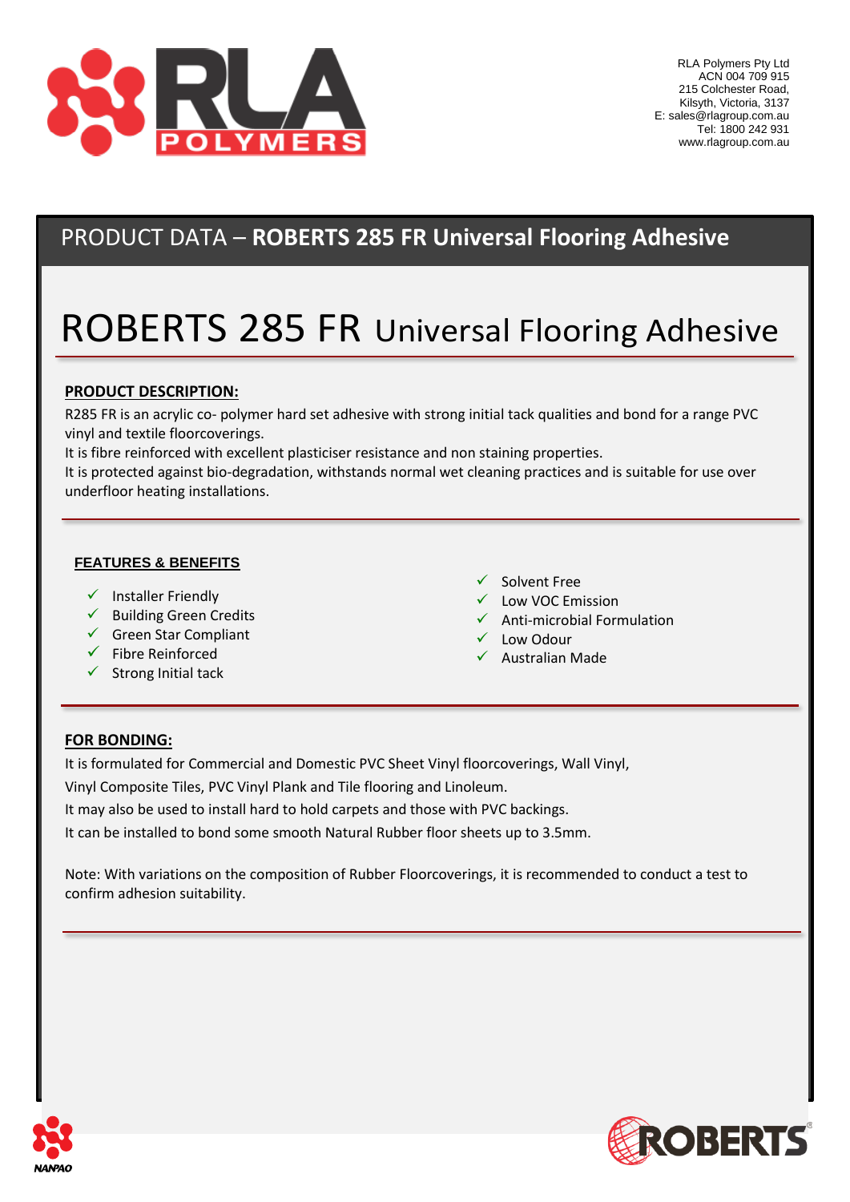RLA Polymers Pty Ltd
ACN 004 709 915
215 Colchester Road,
Kilsyth, Victoria, 3137
E: sales@rlagroup.com.au
Tel: 1800 242 931
www.rlagroup.com.au

## PRODUCT DATA – **ROBERTS 285 FR Universal Flooring Adhesive**

# ROBERTS 285 FR Universal Flooring Adhesive

**PRODUCT DESCRIPTION:**

R285 FR is an acrylic co- polymer hard set adhesive with strong initial tack qualities and bond for a range PVC vinyl and textile floorcoverings.
It is fibre reinforced with excellent plasticiser resistance and non staining properties.
It is protected against bio-degradation, withstands normal wet cleaning practices and is suitable for use over underfloor heating installations.

**FEATURES & BENEFITS**

- ✓ Installer Friendly
- ✓ Building Green Credits
- ✓ Green Star Compliant
- ✓ Fibre Reinforced
- ✓ Strong Initial tack
- ✓ Solvent Free
- ✓ Low VOC Emission
- ✓ Anti-microbial Formulation
- ✓ Low Odour
- ✓ Australian Made

**FOR BONDING:**

It is formulated for Commercial and Domestic PVC Sheet Vinyl floorcoverings, Wall Vinyl, Vinyl Composite Tiles, PVC Vinyl Plank and Tile flooring and Linoleum.
It may also be used to install hard to hold carpets and those with PVC backings.
It can be installed to bond some smooth Natural Rubber floor sheets up to 3.5mm.

Note: With variations on the composition of Rubber Floorcoverings, it is recommended to conduct a test to confirm adhesion suitability.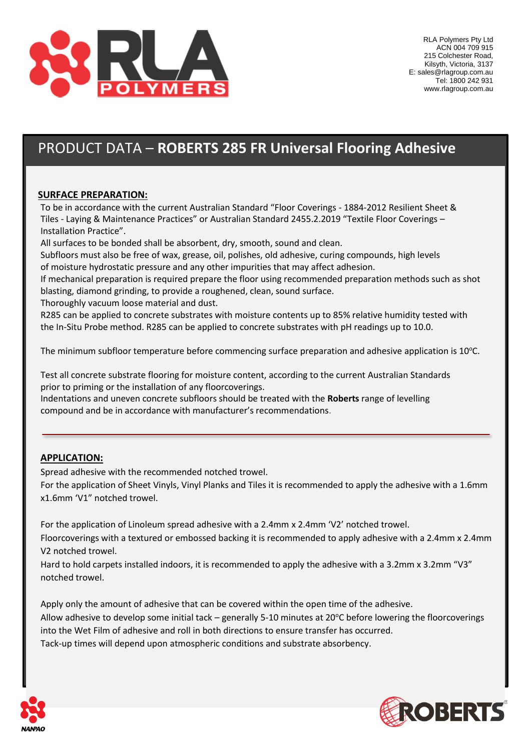# PRODUCT DATA – **ROBERTS 285 FR Universal Flooring Adhesive**

## SURFACE PREPARATION:

To be in accordance with the current Australian Standard "Floor Coverings - 1884-2012 Resilient Sheet & Tiles - Laying & Maintenance Practices" or Australian Standard 2455.2.2019 "Textile Floor Coverings – Installation Practice".

All surfaces to be bonded shall be absorbent, dry, smooth, sound and clean.

Subfloors must also be free of wax, grease, oil, polishes, old adhesive, curing compounds, high levels of moisture hydrostatic pressure and any other impurities that may affect adhesion.

If mechanical preparation is required prepare the floor using recommended preparation methods such as shot blasting, diamond grinding, to provide a roughened, clean, sound surface.

Thoroughly vacuum loose material and dust.

R285 can be applied to concrete substrates with moisture contents up to 85% relative humidity tested with the In-Situ Probe method. R285 can be applied to concrete substrates with pH readings up to 10.0.

The minimum subfloor temperature before commencing surface preparation and adhesive application is 10°C.

Test all concrete substrate flooring for moisture content, according to the current Australian Standards prior to priming or the installation of any floorcoverings.

Indentations and uneven concrete subfloors should be treated with the **Roberts** range of levelling compound and be in accordance with manufacturer's recommendations.

## APPLICATION:

Spread adhesive with the recommended notched trowel.

For the application of Sheet Vinyls, Vinyl Planks and Tiles it is recommended to apply the adhesive with a 1.6mm x1.6mm 'V1" notched trowel.

For the application of Linoleum spread adhesive with a 2.4mm x 2.4mm 'V2' notched trowel.

Floorcoverings with a textured or embossed backing it is recommended to apply adhesive with a 2.4mm x 2.4mm V2 notched trowel.

Hard to hold carpets installed indoors, it is recommended to apply the adhesive with a 3.2mm x 3.2mm "V3" notched trowel.

Apply only the amount of adhesive that can be covered within the open time of the adhesive.

Allow adhesive to develop some initial tack – generally 5-10 minutes at 20°C before lowering the floorcoverings into the Wet Film of adhesive and roll in both directions to ensure transfer has occurred.

Tack-up times will depend upon atmospheric conditions and substrate absorbency.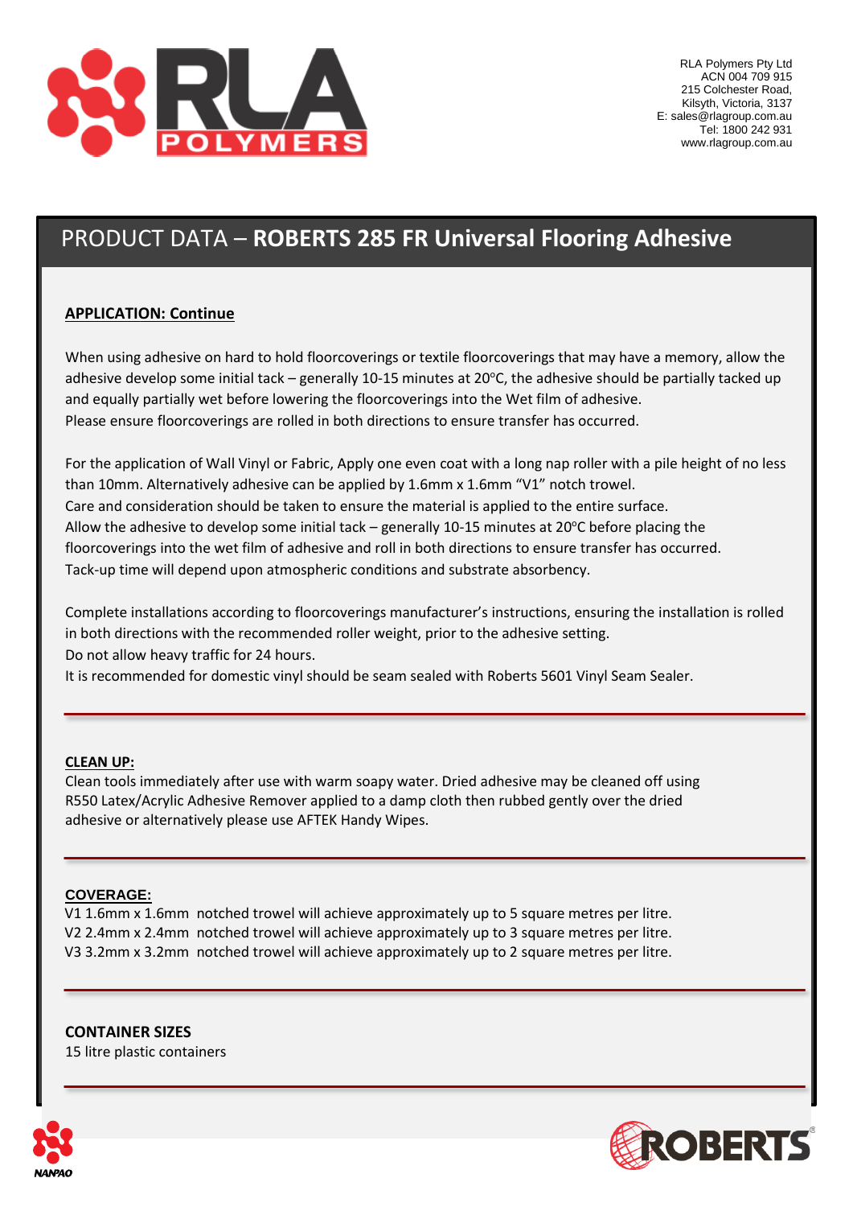# PRODUCT DATA – **ROBERTS 285 FR Universal Flooring Adhesive**

**APPLICATION: Continue**

When using adhesive on hard to hold floorcoverings or textile floorcoverings that may have a memory, allow the adhesive develop some initial tack – generally 10-15 minutes at 20°C, the adhesive should be partially tacked up and equally partially wet before lowering the floorcoverings into the Wet film of adhesive.
Please ensure floorcoverings are rolled in both directions to ensure transfer has occurred.

For the application of Wall Vinyl or Fabric, Apply one even coat with a long nap roller with a pile height of no less than 10mm. Alternatively adhesive can be applied by 1.6mm x 1.6mm "V1" notch trowel.
Care and consideration should be taken to ensure the material is applied to the entire surface.
Allow the adhesive to develop some initial tack – generally 10-15 minutes at 20°C before placing the floorcoverings into the wet film of adhesive and roll in both directions to ensure transfer has occurred.
Tack-up time will depend upon atmospheric conditions and substrate absorbency.

Complete installations according to floorcoverings manufacturer's instructions, ensuring the installation is rolled in both directions with the recommended roller weight, prior to the adhesive setting.
Do not allow heavy traffic for 24 hours.
It is recommended for domestic vinyl should be seam sealed with Roberts 5601 Vinyl Seam Sealer.

**CLEAN UP:**
Clean tools immediately after use with warm soapy water. Dried adhesive may be cleaned off using R550 Latex/Acrylic Adhesive Remover applied to a damp cloth then rubbed gently over the dried adhesive or alternatively please use AFTEK Handy Wipes.

**COVERAGE:**
V1 1.6mm x 1.6mm notched trowel will achieve approximately up to 5 square metres per litre.
V2 2.4mm x 2.4mm notched trowel will achieve approximately up to 3 square metres per litre.
V3 3.2mm x 3.2mm notched trowel will achieve approximately up to 2 square metres per litre.

**CONTAINER SIZES**
15 litre plastic containers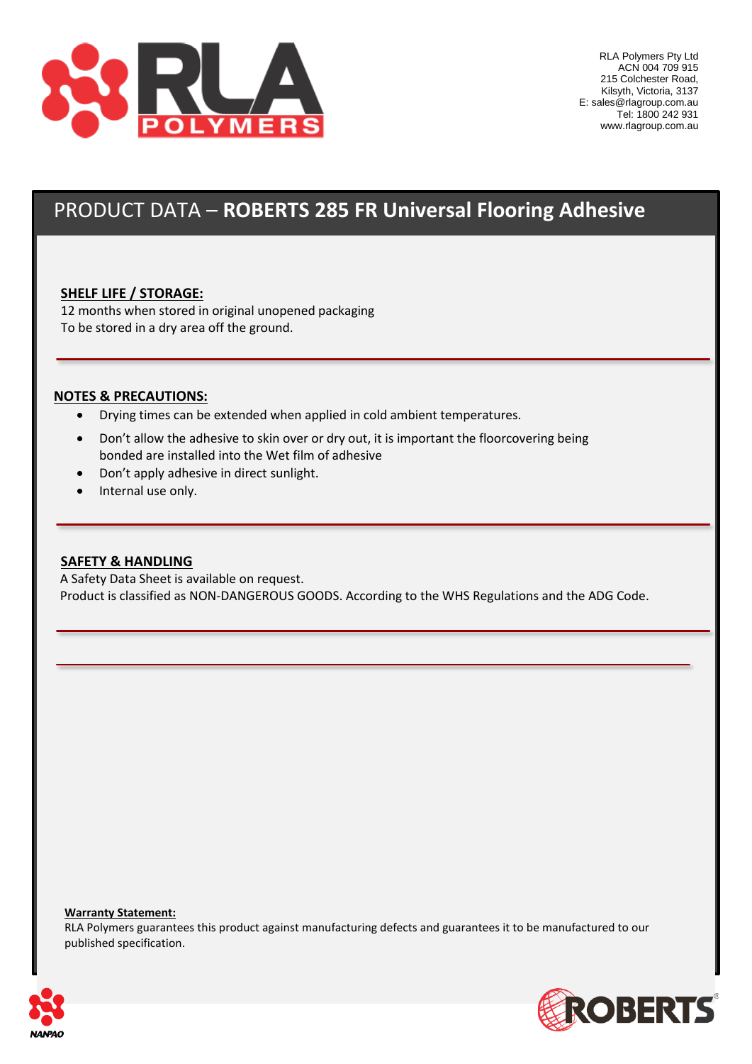RLA Polymers Pty Ltd
ACN 004 709 915
215 Colchester Road,
Kilsyth, Victoria, 3137
E: sales@rlagroup.com.au
Tel: 1800 242 931
www.rlagroup.com.au

# PRODUCT DATA – **ROBERTS 285 FR Universal Flooring Adhesive**

**SHELF LIFE / STORAGE:**

12 months when stored in original unopened packaging
To be stored in a dry area off the ground.

---

**NOTES & PRECAUTIONS:**

- Drying times can be extended when applied in cold ambient temperatures.
- Don't allow the adhesive to skin over or dry out, it is important the floorcovering being bonded are installed into the Wet film of adhesive
- Don't apply adhesive in direct sunlight.
- Internal use only.

---

**SAFETY & HANDLING**

A Safety Data Sheet is available on request.
Product is classified as NON-DANGEROUS GOODS. According to the WHS Regulations and the ADG Code.

---

---

**Warranty Statement:**

RLA Polymers guarantees this product against manufacturing defects and guarantees it to be manufactured to our published specification.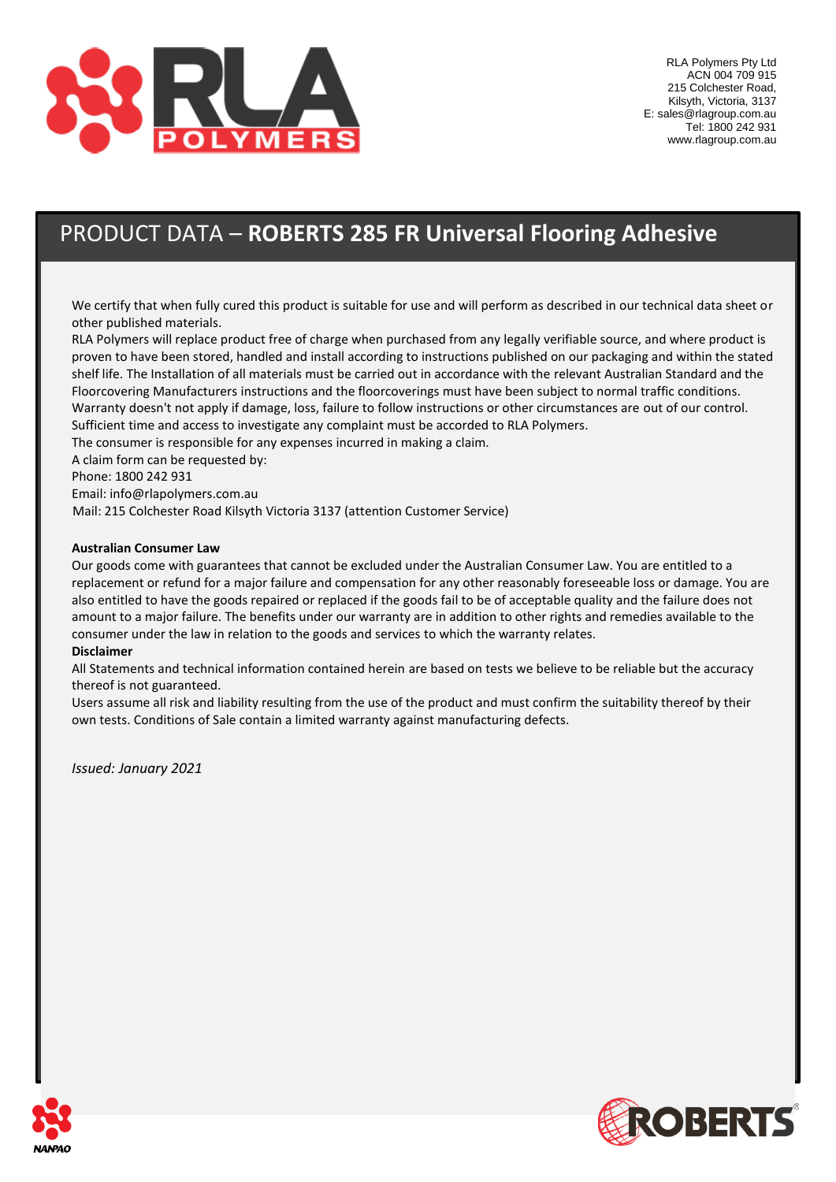RLA Polymers Pty Ltd
ACN 004 709 915
215 Colchester Road,
Kilsyth, Victoria, 3137
E: sales@rlagroup.com.au
Tel: 1800 242 931
www.rlagroup.com.au

# PRODUCT DATA – **ROBERTS 285 FR Universal Flooring Adhesive**

We certify that when fully cured this product is suitable for use and will perform as described in our technical data sheet or other published materials.
RLA Polymers will replace product free of charge when purchased from any legally verifiable source, and where product is proven to have been stored, handled and install according to instructions published on our packaging and within the stated shelf life. The Installation of all materials must be carried out in accordance with the relevant Australian Standard and the Floorcovering Manufacturers instructions and the floorcoverings must have been subject to normal traffic conditions.
Warranty doesn't not apply if damage, loss, failure to follow instructions or other circumstances are out of our control.
Sufficient time and access to investigate any complaint must be accorded to RLA Polymers.
The consumer is responsible for any expenses incurred in making a claim.
A claim form can be requested by:
Phone: 1800 242 931
Email: info@rlapolymers.com.au
Mail: 215 Colchester Road Kilsyth Victoria 3137 (attention Customer Service)

**Australian Consumer Law**
Our goods come with guarantees that cannot be excluded under the Australian Consumer Law. You are entitled to a replacement or refund for a major failure and compensation for any other reasonably foreseeable loss or damage. You are also entitled to have the goods repaired or replaced if the goods fail to be of acceptable quality and the failure does not amount to a major failure. The benefits under our warranty are in addition to other rights and remedies available to the consumer under the law in relation to the goods and services to which the warranty relates.

**Disclaimer**
All Statements and technical information contained herein are based on tests we believe to be reliable but the accuracy thereof is not guaranteed.
Users assume all risk and liability resulting from the use of the product and must confirm the suitability thereof by their own tests. Conditions of Sale contain a limited warranty against manufacturing defects.

*Issued: January 2021*